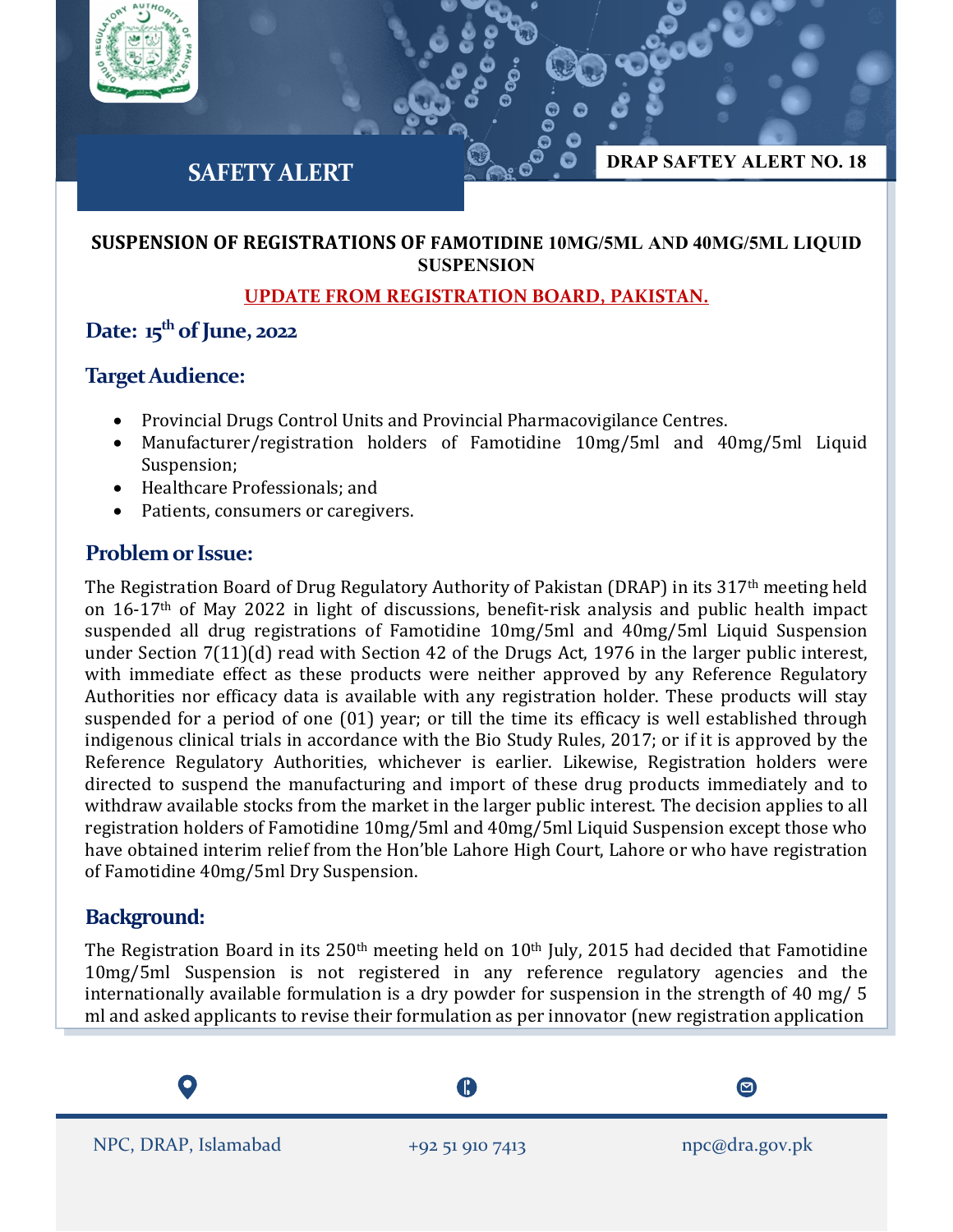# SAFETY ALERT

**DRAP SAFTEY ALERT NO. 18**

## SUSPENSION OF REGISTRATIONS OF FAMOTIDINE 10MG/5ML AND 40MG/5ML LIQUID SUSPENSION

**UPDATE FROM REGISTRATION BOARD, PAKISTAN.**

## Date: 15th of June, 2022

## Target Audience:

- Provincial Drugs Control Units and Provincial Pharmacovigilance Centres.
- Manufacturer/registration holders of Famotidine 10mg/5ml and 40mg/5ml Liquid Suspension;
- Healthcare Professionals; and
- Patients, consumers or caregivers.

## Problem or Issue:

The Registration Board of Drug Regulatory Authority of Pakistan (DRAP) in its 317th meeting held on 16-17th of May 2022 in light of discussions, benefit-risk analysis and public health impact suspended all drug registrations of Famotidine 10mg/5ml and 40mg/5ml Liquid Suspension under Section 7(11)(d) read with Section 42 of the Drugs Act, 1976 in the larger public interest, with immediate effect as these products were neither approved by any Reference Regulatory Authorities nor efficacy data is available with any registration holder. These products will stay suspended for a period of one (01) year; or till the time its efficacy is well established through indigenous clinical trials in accordance with the Bio Study Rules, 2017; or if it is approved by the Reference Regulatory Authorities, whichever is earlier. Likewise, Registration holders were directed to suspend the manufacturing and import of these drug products immediately and to withdraw available stocks from the market in the larger public interest. The decision applies to all registration holders of Famotidine 10mg/5ml and 40mg/5ml Liquid Suspension except those who have obtained interim relief from the Hon'ble Lahore High Court, Lahore or who have registration of Famotidine 40mg/5ml Dry Suspension.

## Background:

The Registration Board in its 250th meeting held on 10th July, 2015 had decided that Famotidine 10mg/5ml Suspension is not registered in any reference regulatory agencies and the internationally available formulation is a dry powder for suspension in the strength of 40 mg/ 5 ml and asked applicants to revise their formulation as per innovator (new registration application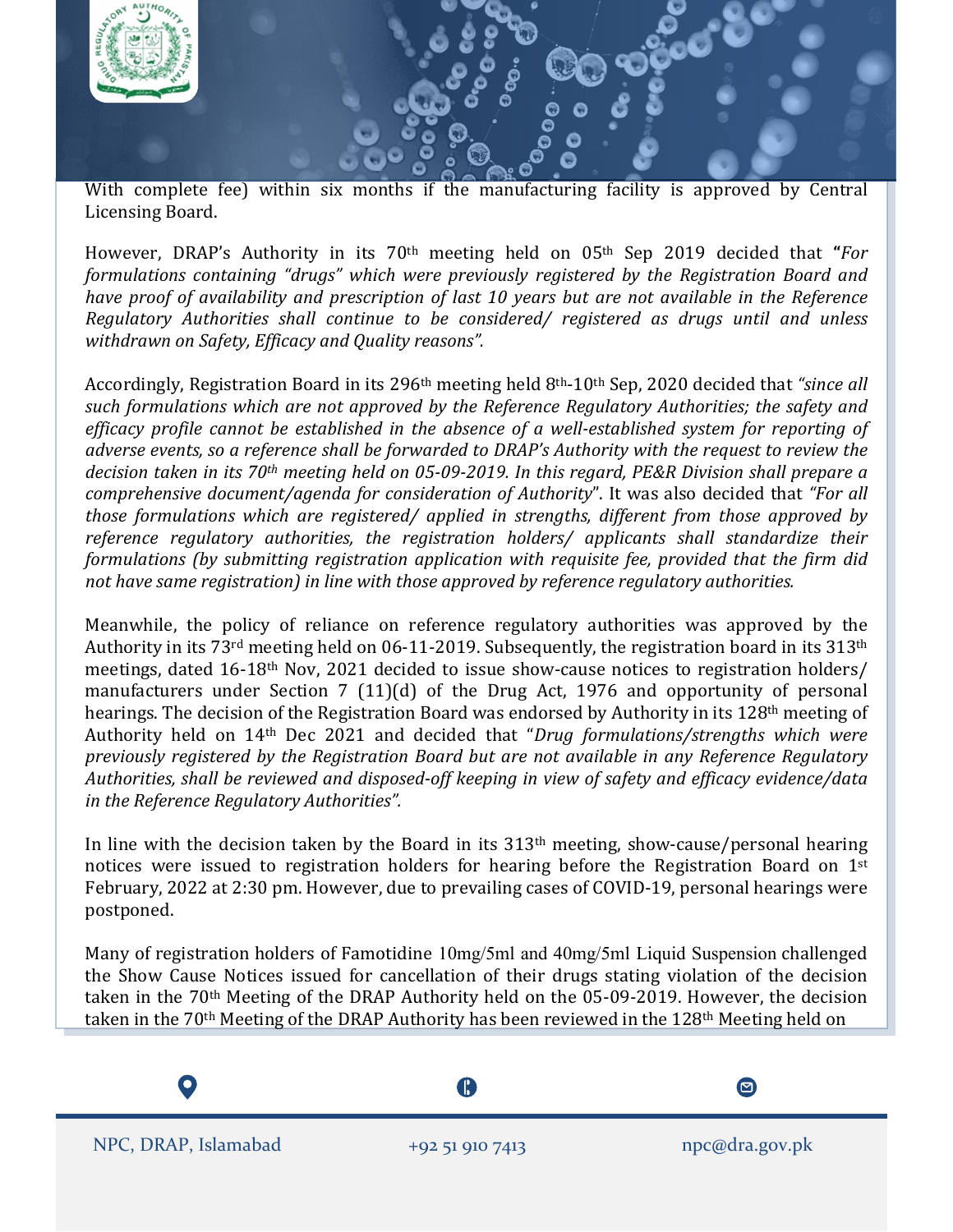With complete fee) within six months if the manufacturing facility is approved by Central Licensing Board.

However, DRAP's Authority in its 70th meeting held on 05th Sep 2019 decided that **"***For formulations containing "drugs" which were previously registered by the Registration Board and have proof of availability and prescription of last 10 years but are not available in the Reference Regulatory Authorities shall continue to be considered/ registered as drugs until and unless withdrawn on Safety, Efficacy and Quality reasons".*

Accordingly, Registration Board in its 296th meeting held 8th-10th Sep, 2020 decided that *"since all such formulations which are not approved by the Reference Regulatory Authorities; the safety and efficacy profile cannot be established in the absence of a well-established system for reporting of adverse events, so a reference shall be forwarded to DRAP's Authority with the request to review the decision taken in its 70th meeting held on 05-09-2019. In this regard, PE&R Division shall prepare a comprehensive document/agenda for consideration of Authority*". It was also decided that *"For all those formulations which are registered/ applied in strengths, different from those approved by reference regulatory authorities, the registration holders/ applicants shall standardize their formulations (by submitting registration application with requisite fee, provided that the firm did not have same registration) in line with those approved by reference regulatory authorities.*

Meanwhile, the policy of reliance on reference regulatory authorities was approved by the Authority in its 73rd meeting held on 06-11-2019. Subsequently, the registration board in its 313th meetings, dated 16-18th Nov, 2021 decided to issue show-cause notices to registration holders/ manufacturers under Section 7 (11)(d) of the Drug Act, 1976 and opportunity of personal hearings. The decision of the Registration Board was endorsed by Authority in its 128th meeting of Authority held on 14th Dec 2021 and decided that "*Drug formulations/strengths which were previously registered by the Registration Board but are not available in any Reference Regulatory Authorities, shall be reviewed and disposed-off keeping in view of safety and efficacy evidence/data in the Reference Regulatory Authorities".*

In line with the decision taken by the Board in its 313th meeting, show-cause/personal hearing notices were issued to registration holders for hearing before the Registration Board on 1st February, 2022 at 2:30 pm. However, due to prevailing cases of COVID-19, personal hearings were postponed.

Many of registration holders of Famotidine 10mg/5ml and 40mg/5ml Liquid Suspension challenged the Show Cause Notices issued for cancellation of their drugs stating violation of the decision taken in the 70th Meeting of the DRAP Authority held on the 05-09-2019. However, the decision taken in the 70th Meeting of the DRAP Authority has been reviewed in the 128th Meeting held on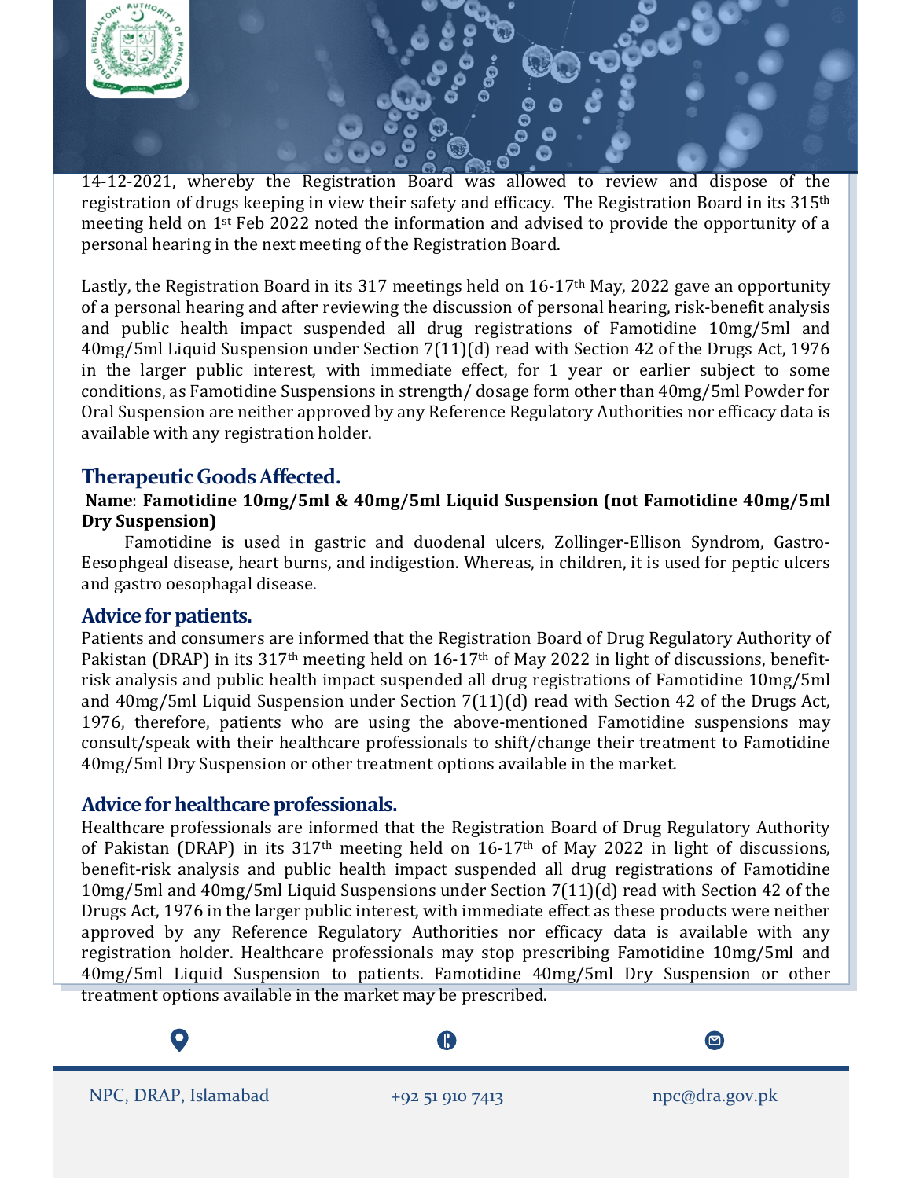14-12-2021, whereby the Registration Board was allowed to review and dispose of the registration of drugs keeping in view their safety and efficacy. The Registration Board in its 315th meeting held on 1st Feb 2022 noted the information and advised to provide the opportunity of a personal hearing in the next meeting of the Registration Board.

Lastly, the Registration Board in its 317 meetings held on 16-17th May, 2022 gave an opportunity of a personal hearing and after reviewing the discussion of personal hearing, risk-benefit analysis and public health impact suspended all drug registrations of Famotidine 10mg/5ml and 40mg/5ml Liquid Suspension under Section 7(11)(d) read with Section 42 of the Drugs Act, 1976 in the larger public interest, with immediate effect, for 1 year or earlier subject to some conditions, as Famotidine Suspensions in strength/ dosage form other than 40mg/5ml Powder for Oral Suspension are neither approved by any Reference Regulatory Authorities nor efficacy data is available with any registration holder.

## Therapeutic Goods Affected.

**Name**: **Famotidine 10mg/5ml & 40mg/5ml Liquid Suspension (not Famotidine 40mg/5ml Dry Suspension)**

Famotidine is used in gastric and duodenal ulcers, Zollinger-Ellison Syndrom, Gastro-Eesophgeal disease, heart burns, and indigestion. Whereas, in children, it is used for peptic ulcers and gastro oesophagal disease.

## Advice for patients.

Patients and consumers are informed that the Registration Board of Drug Regulatory Authority of Pakistan (DRAP) in its 317th meeting held on 16-17th of May 2022 in light of discussions, benefit-risk analysis and public health impact suspended all drug registrations of Famotidine 10mg/5ml and 40mg/5ml Liquid Suspension under Section 7(11)(d) read with Section 42 of the Drugs Act, 1976, therefore, patients who are using the above-mentioned Famotidine suspensions may consult/speak with their healthcare professionals to shift/change their treatment to Famotidine 40mg/5ml Dry Suspension or other treatment options available in the market.

## Advice for healthcare professionals.

Healthcare professionals are informed that the Registration Board of Drug Regulatory Authority of Pakistan (DRAP) in its 317th meeting held on 16-17th of May 2022 in light of discussions, benefit-risk analysis and public health impact suspended all drug registrations of Famotidine 10mg/5ml and 40mg/5ml Liquid Suspensions under Section 7(11)(d) read with Section 42 of the Drugs Act, 1976 in the larger public interest, with immediate effect as these products were neither approved by any Reference Regulatory Authorities nor efficacy data is available with any registration holder. Healthcare professionals may stop prescribing Famotidine 10mg/5ml and 40mg/5ml Liquid Suspension to patients. Famotidine 40mg/5ml Dry Suspension or other treatment options available in the market may be prescribed.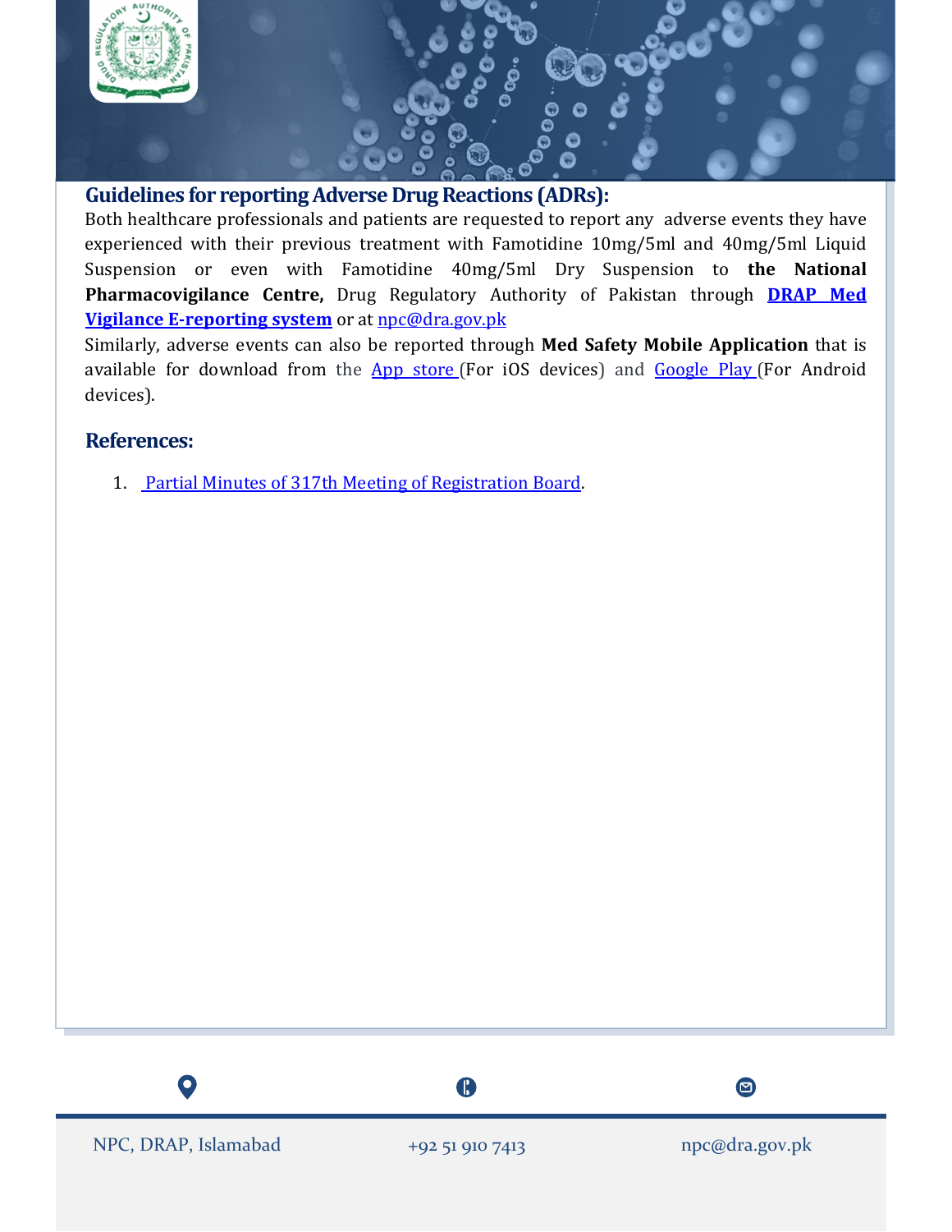## Guidelines for reporting Adverse Drug Reactions (ADRs):

Both healthcare professionals and patients are requested to report any adverse events they have experienced with their previous treatment with Famotidine 10mg/5ml and 40mg/5ml Liquid Suspension or even with Famotidine 40mg/5ml Dry Suspension to **the National Pharmacovigilance Centre,** Drug Regulatory Authority of Pakistan through **DRAP Med Vigilance E-reporting system** or at npc@dra.gov.pk

Similarly, adverse events can also be reported through **Med Safety Mobile Application** that is available for download from the App store (For iOS devices) and Google Play (For Android devices).

## References:

1. Partial Minutes of 317th Meeting of Registration Board.

NPC, DRAP, Islamabad

+92 51 910 7413

npc@dra.gov.pk